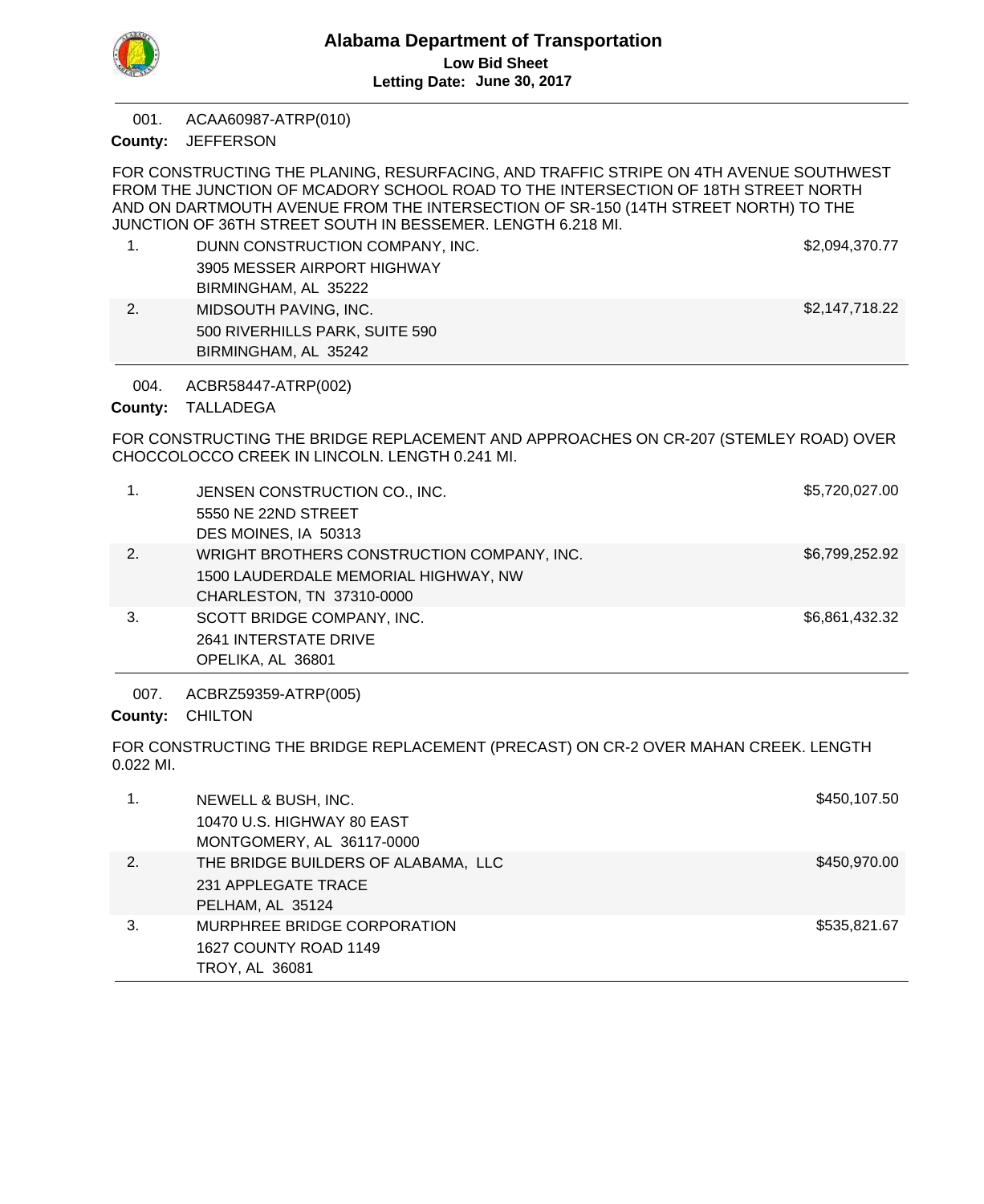# Alabama Department of Transportation

**Low Bid Sheet**

**Letting Date: June 30, 2017**

---

001. ACAA60987-ATRP(010)

**County:** JEFFERSON

FOR CONSTRUCTING THE PLANING, RESURFACING, AND TRAFFIC STRIPE ON 4TH AVENUE SOUTHWEST FROM THE JUNCTION OF MCADORY SCHOOL ROAD TO THE INTERSECTION OF 18TH STREET NORTH AND ON DARTMOUTH AVENUE FROM THE INTERSECTION OF SR-150 (14TH STREET NORTH) TO THE JUNCTION OF 36TH STREET SOUTH IN BESSEMER. LENGTH 6.218 MI.

| | Bidder | Amount |
|---|---|---|
| 1. | DUNN CONSTRUCTION COMPANY, INC.<br>3905 MESSER AIRPORT HIGHWAY<br>BIRMINGHAM, AL 35222 | $2,094,370.77 |
| 2. | MIDSOUTH PAVING, INC.<br>500 RIVERHILLS PARK, SUITE 590<br>BIRMINGHAM, AL 35242 | $2,147,718.22 |

---

004. ACBR58447-ATRP(002)

**County:** TALLADEGA

FOR CONSTRUCTING THE BRIDGE REPLACEMENT AND APPROACHES ON CR-207 (STEMLEY ROAD) OVER CHOCCOLOCCO CREEK IN LINCOLN. LENGTH 0.241 MI.

| | Bidder | Amount |
|---|---|---|
| 1. | JENSEN CONSTRUCTION CO., INC.<br>5550 NE 22ND STREET<br>DES MOINES, IA 50313 | $5,720,027.00 |
| 2. | WRIGHT BROTHERS CONSTRUCTION COMPANY, INC.<br>1500 LAUDERDALE MEMORIAL HIGHWAY, NW<br>CHARLESTON, TN 37310-0000 | $6,799,252.92 |
| 3. | SCOTT BRIDGE COMPANY, INC.<br>2641 INTERSTATE DRIVE<br>OPELIKA, AL 36801 | $6,861,432.32 |

---

007. ACBRZ59359-ATRP(005)

**County:** CHILTON

FOR CONSTRUCTING THE BRIDGE REPLACEMENT (PRECAST) ON CR-2 OVER MAHAN CREEK. LENGTH 0.022 MI.

| | Bidder | Amount |
|---|---|---|
| 1. | NEWELL & BUSH, INC.<br>10470 U.S. HIGHWAY 80 EAST<br>MONTGOMERY, AL 36117-0000 | $450,107.50 |
| 2. | THE BRIDGE BUILDERS OF ALABAMA, LLC<br>231 APPLEGATE TRACE<br>PELHAM, AL 35124 | $450,970.00 |
| 3. | MURPHREE BRIDGE CORPORATION<br>1627 COUNTY ROAD 1149<br>TROY, AL 36081 | $535,821.67 |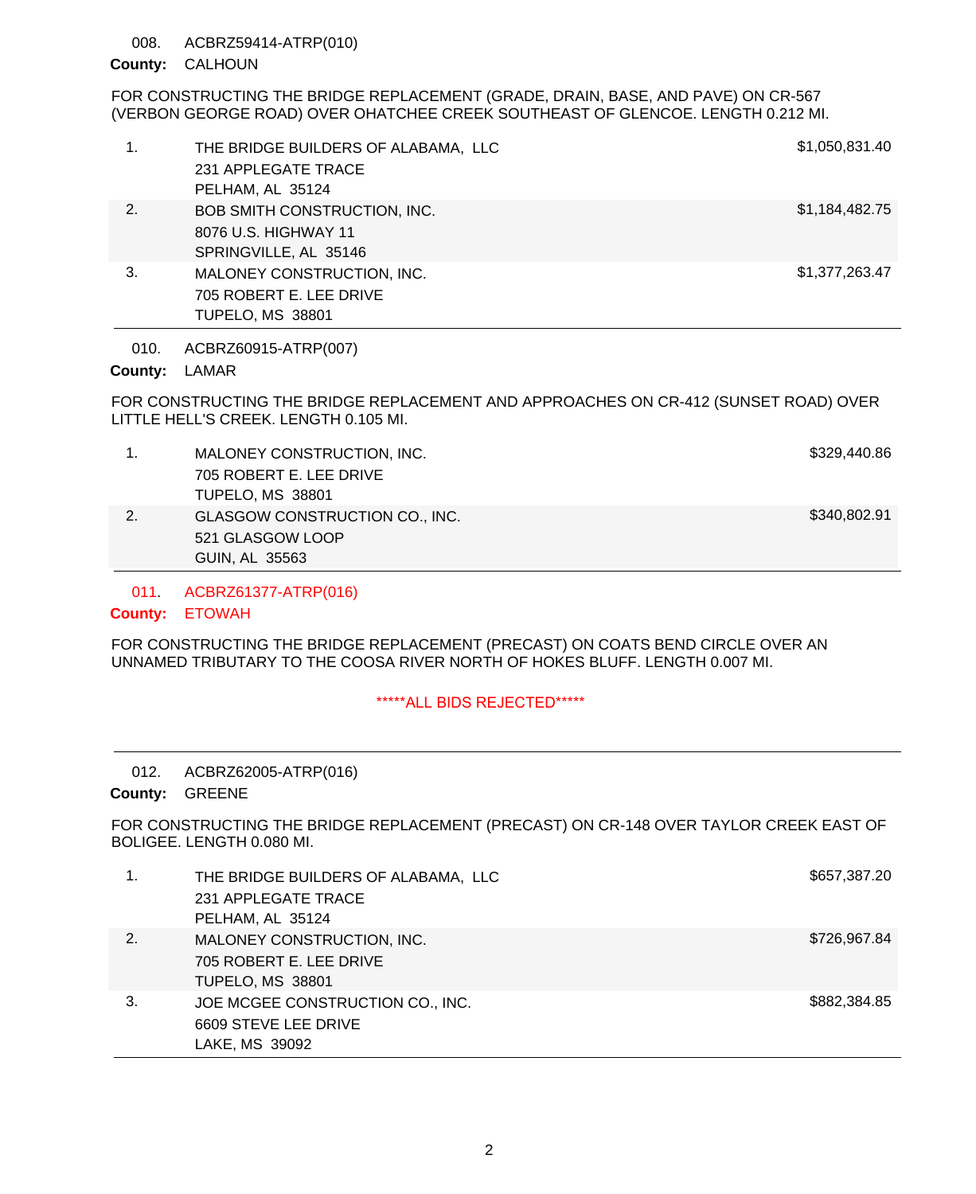008. ACBRZ59414-ATRP(010)

**County:** CALHOUN

FOR CONSTRUCTING THE BRIDGE REPLACEMENT (GRADE, DRAIN, BASE, AND PAVE) ON CR-567 (VERBON GEORGE ROAD) OVER OHATCHEE CREEK SOUTHEAST OF GLENCOE. LENGTH 0.212 MI.

| | Bidder | Amount |
|---|---|---|
| 1. | THE BRIDGE BUILDERS OF ALABAMA, LLC<br>231 APPLEGATE TRACE<br>PELHAM, AL 35124 | $1,050,831.40 |
| 2. | BOB SMITH CONSTRUCTION, INC.<br>8076 U.S. HIGHWAY 11<br>SPRINGVILLE, AL 35146 | $1,184,482.75 |
| 3. | MALONEY CONSTRUCTION, INC.<br>705 ROBERT E. LEE DRIVE<br>TUPELO, MS 38801 | $1,377,263.47 |

010. ACBRZ60915-ATRP(007)

**County:** LAMAR

FOR CONSTRUCTING THE BRIDGE REPLACEMENT AND APPROACHES ON CR-412 (SUNSET ROAD) OVER LITTLE HELL'S CREEK. LENGTH 0.105 MI.

| | Bidder | Amount |
|---|---|---|
| 1. | MALONEY CONSTRUCTION, INC.<br>705 ROBERT E. LEE DRIVE<br>TUPELO, MS 38801 | $329,440.86 |
| 2. | GLASGOW CONSTRUCTION CO., INC.<br>521 GLASGOW LOOP<br>GUIN, AL 35563 | $340,802.91 |

011. ACBRZ61377-ATRP(016)

**County:** ETOWAH

FOR CONSTRUCTING THE BRIDGE REPLACEMENT (PRECAST) ON COATS BEND CIRCLE OVER AN UNNAMED TRIBUTARY TO THE COOSA RIVER NORTH OF HOKES BLUFF. LENGTH 0.007 MI.

*****ALL BIDS REJECTED*****

012. ACBRZ62005-ATRP(016)

**County:** GREENE

FOR CONSTRUCTING THE BRIDGE REPLACEMENT (PRECAST) ON CR-148 OVER TAYLOR CREEK EAST OF BOLIGEE. LENGTH 0.080 MI.

| | Bidder | Amount |
|---|---|---|
| 1. | THE BRIDGE BUILDERS OF ALABAMA, LLC<br>231 APPLEGATE TRACE<br>PELHAM, AL 35124 | $657,387.20 |
| 2. | MALONEY CONSTRUCTION, INC.<br>705 ROBERT E. LEE DRIVE<br>TUPELO, MS 38801 | $726,967.84 |
| 3. | JOE MCGEE CONSTRUCTION CO., INC.<br>6609 STEVE LEE DRIVE<br>LAKE, MS 39092 | $882,384.85 |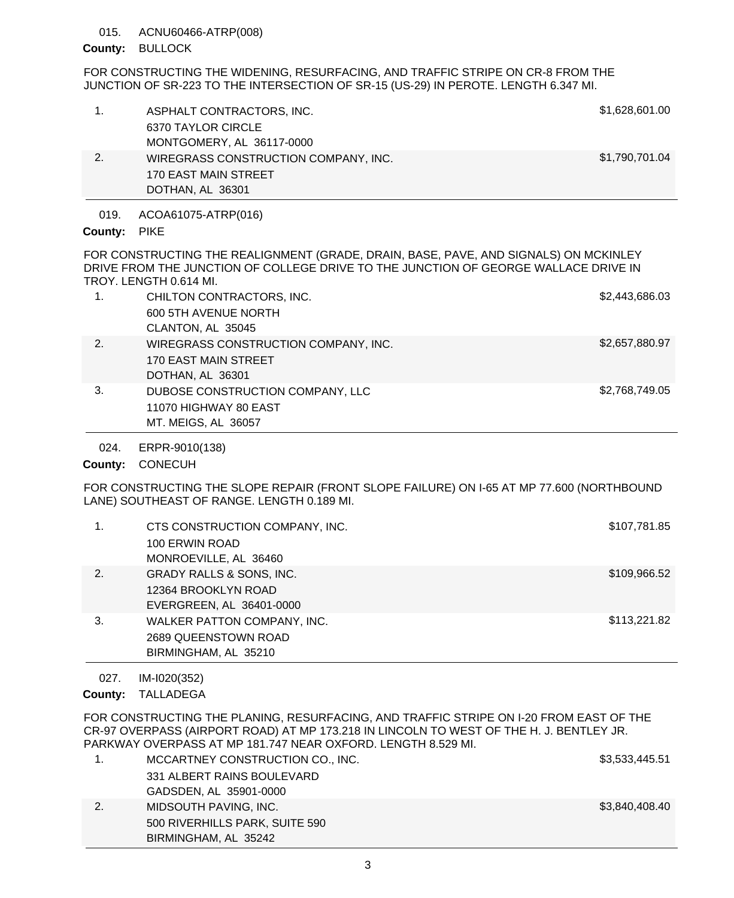015. ACNU60466-ATRP(008)

**County:** BULLOCK

FOR CONSTRUCTING THE WIDENING, RESURFACING, AND TRAFFIC STRIPE ON CR-8 FROM THE JUNCTION OF SR-223 TO THE INTERSECTION OF SR-15 (US-29) IN PEROTE. LENGTH 6.347 MI.

| | | |
|---|---|---|
| 1. | ASPHALT CONTRACTORS, INC.<br>6370 TAYLOR CIRCLE<br>MONTGOMERY, AL 36117-0000 | $1,628,601.00 |
| 2. | WIREGRASS CONSTRUCTION COMPANY, INC.<br>170 EAST MAIN STREET<br>DOTHAN, AL 36301 | $1,790,701.04 |

019. ACOA61075-ATRP(016)

**County:** PIKE

FOR CONSTRUCTING THE REALIGNMENT (GRADE, DRAIN, BASE, PAVE, AND SIGNALS) ON MCKINLEY DRIVE FROM THE JUNCTION OF COLLEGE DRIVE TO THE JUNCTION OF GEORGE WALLACE DRIVE IN TROY. LENGTH 0.614 MI.

| | | |
|---|---|---|
| 1. | CHILTON CONTRACTORS, INC.<br>600 5TH AVENUE NORTH<br>CLANTON, AL 35045 | $2,443,686.03 |
| 2. | WIREGRASS CONSTRUCTION COMPANY, INC.<br>170 EAST MAIN STREET<br>DOTHAN, AL 36301 | $2,657,880.97 |
| 3. | DUBOSE CONSTRUCTION COMPANY, LLC<br>11070 HIGHWAY 80 EAST<br>MT. MEIGS, AL 36057 | $2,768,749.05 |

024. ERPR-9010(138)

**County:** CONECUH

FOR CONSTRUCTING THE SLOPE REPAIR (FRONT SLOPE FAILURE) ON I-65 AT MP 77.600 (NORTHBOUND LANE) SOUTHEAST OF RANGE. LENGTH 0.189 MI.

| | | |
|---|---|---|
| 1. | CTS CONSTRUCTION COMPANY, INC.<br>100 ERWIN ROAD<br>MONROEVILLE, AL 36460 | $107,781.85 |
| 2. | GRADY RALLS & SONS, INC.<br>12364 BROOKLYN ROAD<br>EVERGREEN, AL 36401-0000 | $109,966.52 |
| 3. | WALKER PATTON COMPANY, INC.<br>2689 QUEENSTOWN ROAD<br>BIRMINGHAM, AL 35210 | $113,221.82 |

027. IM-I020(352)

**County:** TALLADEGA

FOR CONSTRUCTING THE PLANING, RESURFACING, AND TRAFFIC STRIPE ON I-20 FROM EAST OF THE CR-97 OVERPASS (AIRPORT ROAD) AT MP 173.218 IN LINCOLN TO WEST OF THE H. J. BENTLEY JR. PARKWAY OVERPASS AT MP 181.747 NEAR OXFORD. LENGTH 8.529 MI.

| | | |
|---|---|---|
| 1. | MCCARTNEY CONSTRUCTION CO., INC.<br>331 ALBERT RAINS BOULEVARD<br>GADSDEN, AL 35901-0000 | $3,533,445.51 |
| 2. | MIDSOUTH PAVING, INC.<br>500 RIVERHILLS PARK, SUITE 590<br>BIRMINGHAM, AL 35242 | $3,840,408.40 |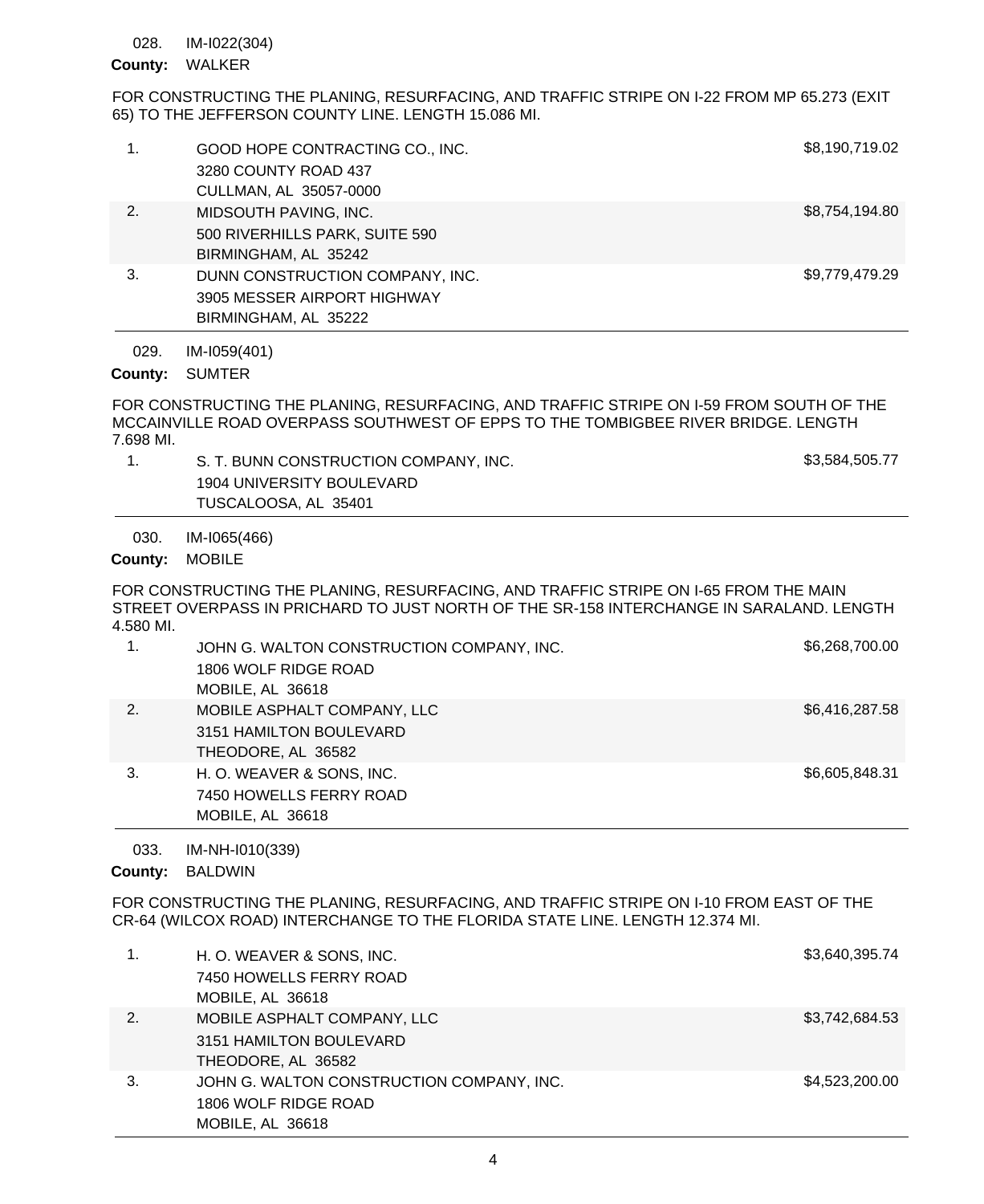028. IM-I022(304)

**County:** WALKER

FOR CONSTRUCTING THE PLANING, RESURFACING, AND TRAFFIC STRIPE ON I-22 FROM MP 65.273 (EXIT 65) TO THE JEFFERSON COUNTY LINE. LENGTH 15.086 MI.

| | Bidder | Amount |
|---|---|---|
| 1. | GOOD HOPE CONTRACTING CO., INC.<br>3280 COUNTY ROAD 437<br>CULLMAN, AL 35057-0000 | $8,190,719.02 |
| 2. | MIDSOUTH PAVING, INC.<br>500 RIVERHILLS PARK, SUITE 590<br>BIRMINGHAM, AL 35242 | $8,754,194.80 |
| 3. | DUNN CONSTRUCTION COMPANY, INC.<br>3905 MESSER AIRPORT HIGHWAY<br>BIRMINGHAM, AL 35222 | $9,779,479.29 |

029. IM-I059(401)

**County:** SUMTER

FOR CONSTRUCTING THE PLANING, RESURFACING, AND TRAFFIC STRIPE ON I-59 FROM SOUTH OF THE MCCAINVILLE ROAD OVERPASS SOUTHWEST OF EPPS TO THE TOMBIGBEE RIVER BRIDGE. LENGTH 7.698 MI.

| | Bidder | Amount |
|---|---|---|
| 1. | S. T. BUNN CONSTRUCTION COMPANY, INC.<br>1904 UNIVERSITY BOULEVARD<br>TUSCALOOSA, AL 35401 | $3,584,505.77 |

030. IM-I065(466)

**County:** MOBILE

FOR CONSTRUCTING THE PLANING, RESURFACING, AND TRAFFIC STRIPE ON I-65 FROM THE MAIN STREET OVERPASS IN PRICHARD TO JUST NORTH OF THE SR-158 INTERCHANGE IN SARALAND. LENGTH 4.580 MI.

| | Bidder | Amount |
|---|---|---|
| 1. | JOHN G. WALTON CONSTRUCTION COMPANY, INC.<br>1806 WOLF RIDGE ROAD<br>MOBILE, AL 36618 | $6,268,700.00 |
| 2. | MOBILE ASPHALT COMPANY, LLC<br>3151 HAMILTON BOULEVARD<br>THEODORE, AL 36582 | $6,416,287.58 |
| 3. | H. O. WEAVER & SONS, INC.<br>7450 HOWELLS FERRY ROAD<br>MOBILE, AL 36618 | $6,605,848.31 |

033. IM-NH-I010(339)

**County:** BALDWIN

FOR CONSTRUCTING THE PLANING, RESURFACING, AND TRAFFIC STRIPE ON I-10 FROM EAST OF THE CR-64 (WILCOX ROAD) INTERCHANGE TO THE FLORIDA STATE LINE. LENGTH 12.374 MI.

| | Bidder | Amount |
|---|---|---|
| 1. | H. O. WEAVER & SONS, INC.<br>7450 HOWELLS FERRY ROAD<br>MOBILE, AL 36618 | $3,640,395.74 |
| 2. | MOBILE ASPHALT COMPANY, LLC<br>3151 HAMILTON BOULEVARD<br>THEODORE, AL 36582 | $3,742,684.53 |
| 3. | JOHN G. WALTON CONSTRUCTION COMPANY, INC.<br>1806 WOLF RIDGE ROAD<br>MOBILE, AL 36618 | $4,523,200.00 |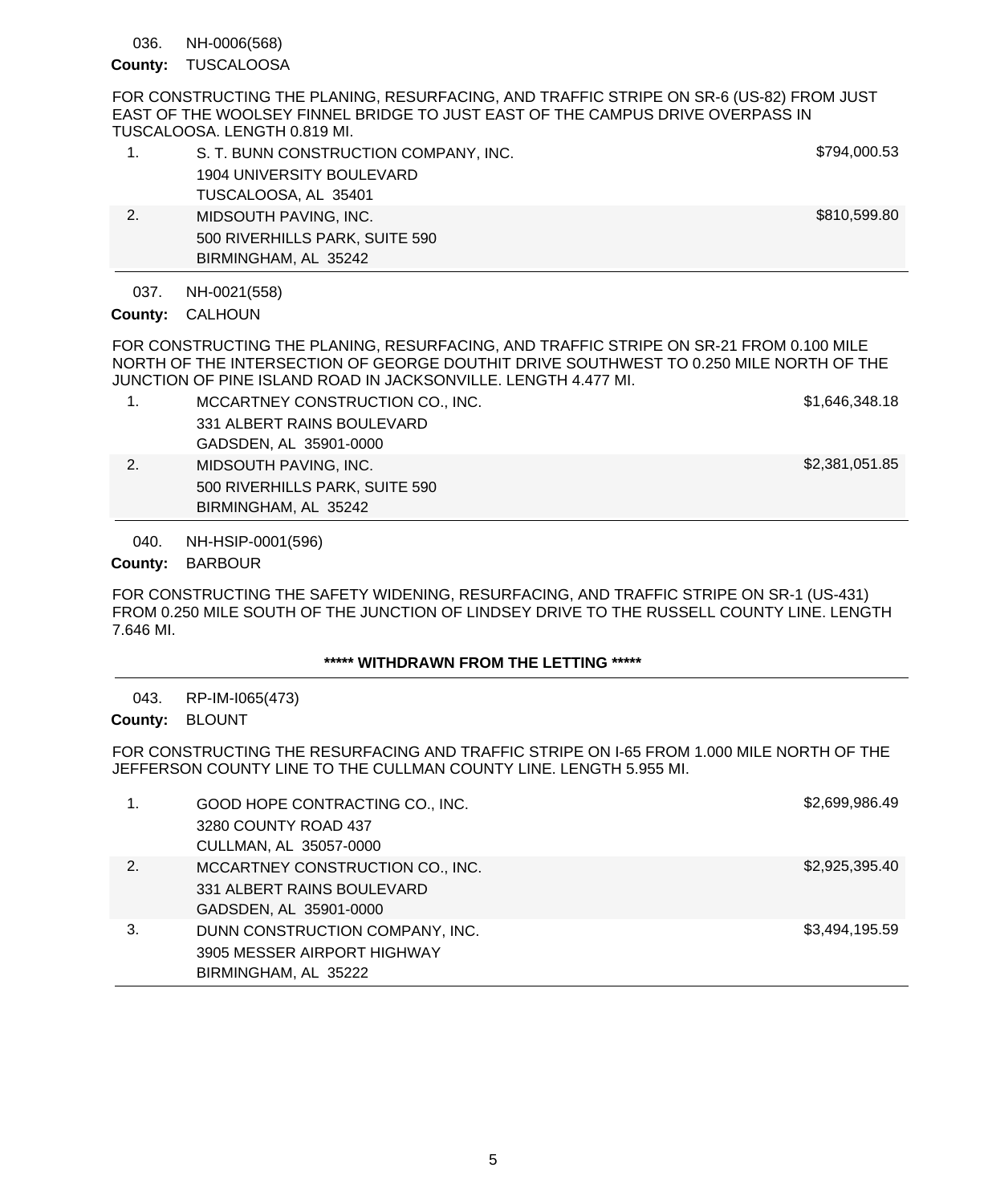036. NH-0006(568)

**County:** TUSCALOOSA

FOR CONSTRUCTING THE PLANING, RESURFACING, AND TRAFFIC STRIPE ON SR-6 (US-82) FROM JUST EAST OF THE WOOLSEY FINNEL BRIDGE TO JUST EAST OF THE CAMPUS DRIVE OVERPASS IN TUSCALOOSA. LENGTH 0.819 MI.

| | Bidder | Amount |
|---|---|---|
| 1. | S. T. BUNN CONSTRUCTION COMPANY, INC.<br>1904 UNIVERSITY BOULEVARD<br>TUSCALOOSA, AL 35401 | $794,000.53 |
| 2. | MIDSOUTH PAVING, INC.<br>500 RIVERHILLS PARK, SUITE 590<br>BIRMINGHAM, AL 35242 | $810,599.80 |

037. NH-0021(558)

**County:** CALHOUN

FOR CONSTRUCTING THE PLANING, RESURFACING, AND TRAFFIC STRIPE ON SR-21 FROM 0.100 MILE NORTH OF THE INTERSECTION OF GEORGE DOUTHIT DRIVE SOUTHWEST TO 0.250 MILE NORTH OF THE JUNCTION OF PINE ISLAND ROAD IN JACKSONVILLE. LENGTH 4.477 MI.

| | Bidder | Amount |
|---|---|---|
| 1. | MCCARTNEY CONSTRUCTION CO., INC.<br>331 ALBERT RAINS BOULEVARD<br>GADSDEN, AL 35901-0000 | $1,646,348.18 |
| 2. | MIDSOUTH PAVING, INC.<br>500 RIVERHILLS PARK, SUITE 590<br>BIRMINGHAM, AL 35242 | $2,381,051.85 |

040. NH-HSIP-0001(596)

**County:** BARBOUR

FOR CONSTRUCTING THE SAFETY WIDENING, RESURFACING, AND TRAFFIC STRIPE ON SR-1 (US-431) FROM 0.250 MILE SOUTH OF THE JUNCTION OF LINDSEY DRIVE TO THE RUSSELL COUNTY LINE. LENGTH 7.646 MI.

**\*\*\*\*\* WITHDRAWN FROM THE LETTING \*\*\*\*\***

043. RP-IM-I065(473)

**County:** BLOUNT

FOR CONSTRUCTING THE RESURFACING AND TRAFFIC STRIPE ON I-65 FROM 1.000 MILE NORTH OF THE JEFFERSON COUNTY LINE TO THE CULLMAN COUNTY LINE. LENGTH 5.955 MI.

| | Bidder | Amount |
|---|---|---|
| 1. | GOOD HOPE CONTRACTING CO., INC.<br>3280 COUNTY ROAD 437<br>CULLMAN, AL 35057-0000 | $2,699,986.49 |
| 2. | MCCARTNEY CONSTRUCTION CO., INC.<br>331 ALBERT RAINS BOULEVARD<br>GADSDEN, AL 35901-0000 | $2,925,395.40 |
| 3. | DUNN CONSTRUCTION COMPANY, INC.<br>3905 MESSER AIRPORT HIGHWAY<br>BIRMINGHAM, AL 35222 | $3,494,195.59 |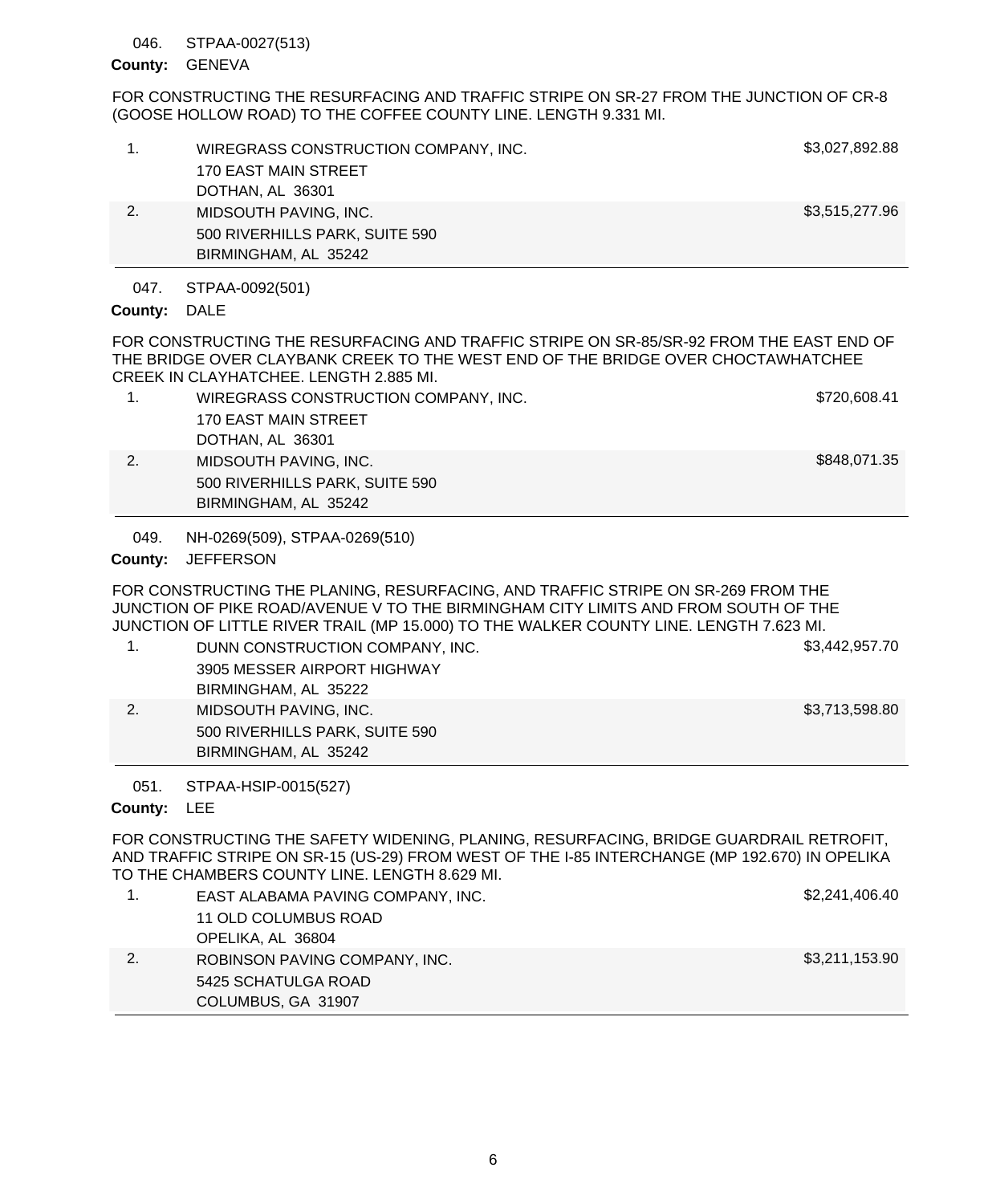046. STPAA-0027(513)

**County:** GENEVA

FOR CONSTRUCTING THE RESURFACING AND TRAFFIC STRIPE ON SR-27 FROM THE JUNCTION OF CR-8 (GOOSE HOLLOW ROAD) TO THE COFFEE COUNTY LINE. LENGTH 9.331 MI.

| | | |
|---|---|---|
| 1. | WIREGRASS CONSTRUCTION COMPANY, INC.<br>170 EAST MAIN STREET<br>DOTHAN, AL 36301 | $3,027,892.88 |
| 2. | MIDSOUTH PAVING, INC.<br>500 RIVERHILLS PARK, SUITE 590<br>BIRMINGHAM, AL 35242 | $3,515,277.96 |

047. STPAA-0092(501)

**County:** DALE

FOR CONSTRUCTING THE RESURFACING AND TRAFFIC STRIPE ON SR-85/SR-92 FROM THE EAST END OF THE BRIDGE OVER CLAYBANK CREEK TO THE WEST END OF THE BRIDGE OVER CHOCTAWHATCHEE CREEK IN CLAYHATCHEE. LENGTH 2.885 MI.

| | | |
|---|---|---|
| 1. | WIREGRASS CONSTRUCTION COMPANY, INC.<br>170 EAST MAIN STREET<br>DOTHAN, AL 36301 | $720,608.41 |
| 2. | MIDSOUTH PAVING, INC.<br>500 RIVERHILLS PARK, SUITE 590<br>BIRMINGHAM, AL 35242 | $848,071.35 |

049. NH-0269(509), STPAA-0269(510)

**County:** JEFFERSON

FOR CONSTRUCTING THE PLANING, RESURFACING, AND TRAFFIC STRIPE ON SR-269 FROM THE JUNCTION OF PIKE ROAD/AVENUE V TO THE BIRMINGHAM CITY LIMITS AND FROM SOUTH OF THE JUNCTION OF LITTLE RIVER TRAIL (MP 15.000) TO THE WALKER COUNTY LINE. LENGTH 7.623 MI.

| | | |
|---|---|---|
| 1. | DUNN CONSTRUCTION COMPANY, INC.<br>3905 MESSER AIRPORT HIGHWAY<br>BIRMINGHAM, AL 35222 | $3,442,957.70 |
| 2. | MIDSOUTH PAVING, INC.<br>500 RIVERHILLS PARK, SUITE 590<br>BIRMINGHAM, AL 35242 | $3,713,598.80 |

051. STPAA-HSIP-0015(527)

**County:** LEE

FOR CONSTRUCTING THE SAFETY WIDENING, PLANING, RESURFACING, BRIDGE GUARDRAIL RETROFIT, AND TRAFFIC STRIPE ON SR-15 (US-29) FROM WEST OF THE I-85 INTERCHANGE (MP 192.670) IN OPELIKA TO THE CHAMBERS COUNTY LINE. LENGTH 8.629 MI.

| | | |
|---|---|---|
| 1. | EAST ALABAMA PAVING COMPANY, INC.<br>11 OLD COLUMBUS ROAD<br>OPELIKA, AL 36804 | $2,241,406.40 |
| 2. | ROBINSON PAVING COMPANY, INC.<br>5425 SCHATULGA ROAD<br>COLUMBUS, GA 31907 | $3,211,153.90 |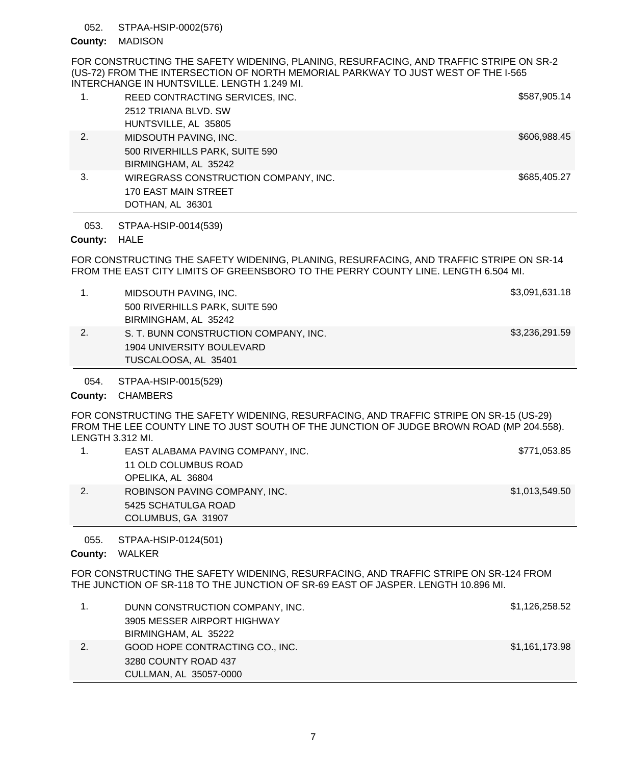052. STPAA-HSIP-0002(576)

**County:** MADISON

FOR CONSTRUCTING THE SAFETY WIDENING, PLANING, RESURFACING, AND TRAFFIC STRIPE ON SR-2 (US-72) FROM THE INTERSECTION OF NORTH MEMORIAL PARKWAY TO JUST WEST OF THE I-565 INTERCHANGE IN HUNTSVILLE. LENGTH 1.249 MI.

| | Bidder | Amount |
|---|---|---|
| 1. | REED CONTRACTING SERVICES, INC.<br>2512 TRIANA BLVD. SW<br>HUNTSVILLE, AL 35805 | $587,905.14 |
| 2. | MIDSOUTH PAVING, INC.<br>500 RIVERHILLS PARK, SUITE 590<br>BIRMINGHAM, AL 35242 | $606,988.45 |
| 3. | WIREGRASS CONSTRUCTION COMPANY, INC.<br>170 EAST MAIN STREET<br>DOTHAN, AL 36301 | $685,405.27 |

053. STPAA-HSIP-0014(539)

**County:** HALE

FOR CONSTRUCTING THE SAFETY WIDENING, PLANING, RESURFACING, AND TRAFFIC STRIPE ON SR-14 FROM THE EAST CITY LIMITS OF GREENSBORO TO THE PERRY COUNTY LINE. LENGTH 6.504 MI.

| | Bidder | Amount |
|---|---|---|
| 1. | MIDSOUTH PAVING, INC.<br>500 RIVERHILLS PARK, SUITE 590<br>BIRMINGHAM, AL 35242 | $3,091,631.18 |
| 2. | S. T. BUNN CONSTRUCTION COMPANY, INC.<br>1904 UNIVERSITY BOULEVARD<br>TUSCALOOSA, AL 35401 | $3,236,291.59 |

054. STPAA-HSIP-0015(529)

**County:** CHAMBERS

FOR CONSTRUCTING THE SAFETY WIDENING, RESURFACING, AND TRAFFIC STRIPE ON SR-15 (US-29) FROM THE LEE COUNTY LINE TO JUST SOUTH OF THE JUNCTION OF JUDGE BROWN ROAD (MP 204.558). LENGTH 3.312 MI.

| | Bidder | Amount |
|---|---|---|
| 1. | EAST ALABAMA PAVING COMPANY, INC.<br>11 OLD COLUMBUS ROAD<br>OPELIKA, AL 36804 | $771,053.85 |
| 2. | ROBINSON PAVING COMPANY, INC.<br>5425 SCHATULGA ROAD<br>COLUMBUS, GA 31907 | $1,013,549.50 |

055. STPAA-HSIP-0124(501)

**County:** WALKER

FOR CONSTRUCTING THE SAFETY WIDENING, RESURFACING, AND TRAFFIC STRIPE ON SR-124 FROM THE JUNCTION OF SR-118 TO THE JUNCTION OF SR-69 EAST OF JASPER. LENGTH 10.896 MI.

| | Bidder | Amount |
|---|---|---|
| 1. | DUNN CONSTRUCTION COMPANY, INC.<br>3905 MESSER AIRPORT HIGHWAY<br>BIRMINGHAM, AL 35222 | $1,126,258.52 |
| 2. | GOOD HOPE CONTRACTING CO., INC.<br>3280 COUNTY ROAD 437<br>CULLMAN, AL 35057-0000 | $1,161,173.98 |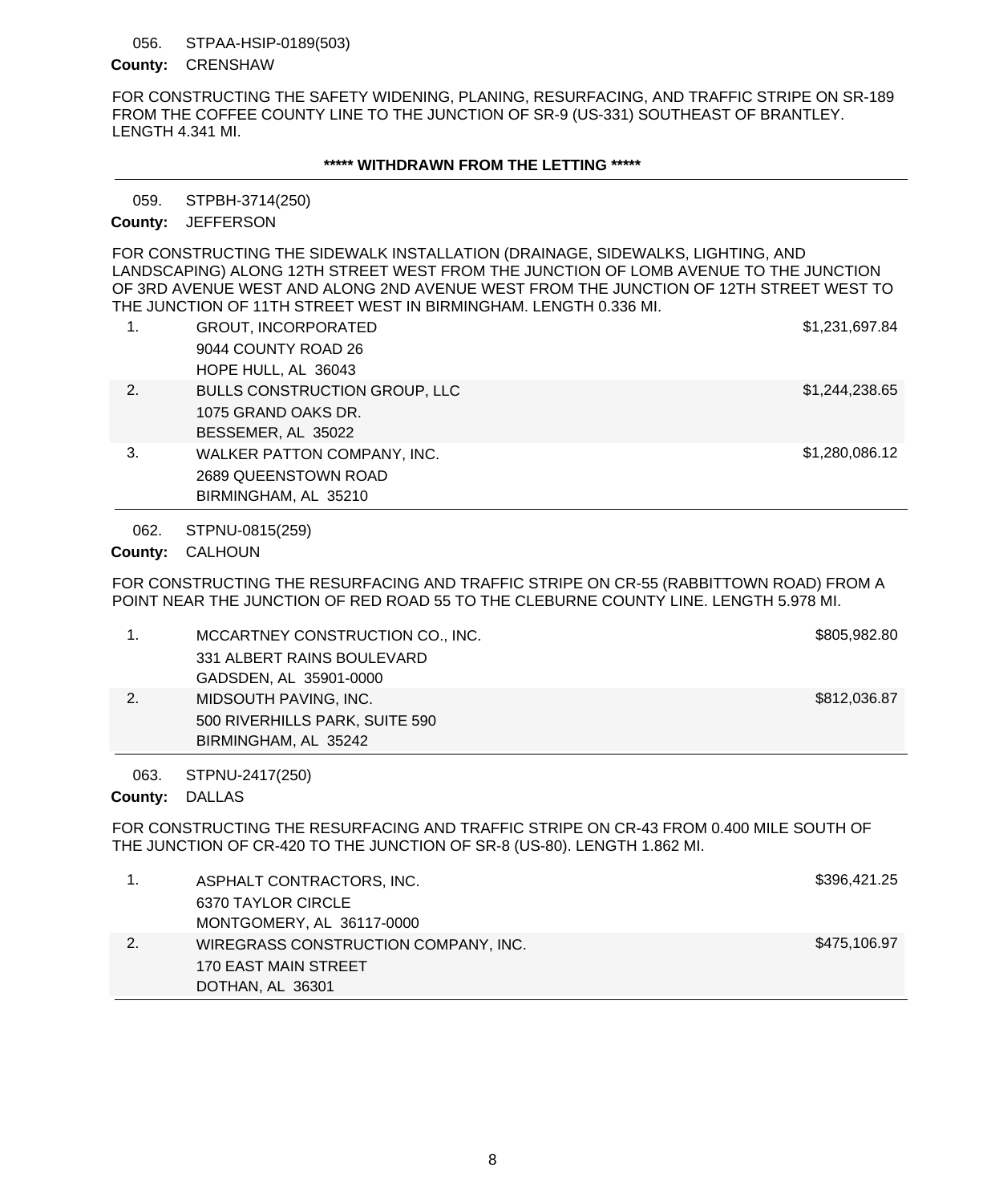056. STPAA-HSIP-0189(503)

**County:** CRENSHAW

FOR CONSTRUCTING THE SAFETY WIDENING, PLANING, RESURFACING, AND TRAFFIC STRIPE ON SR-189 FROM THE COFFEE COUNTY LINE TO THE JUNCTION OF SR-9 (US-331) SOUTHEAST OF BRANTLEY. LENGTH 4.341 MI.

**\*\*\*\*\* WITHDRAWN FROM THE LETTING \*\*\*\*\***

---

059. STPBH-3714(250)

**County:** JEFFERSON

FOR CONSTRUCTING THE SIDEWALK INSTALLATION (DRAINAGE, SIDEWALKS, LIGHTING, AND LANDSCAPING) ALONG 12TH STREET WEST FROM THE JUNCTION OF LOMB AVENUE TO THE JUNCTION OF 3RD AVENUE WEST AND ALONG 2ND AVENUE WEST FROM THE JUNCTION OF 12TH STREET WEST TO THE JUNCTION OF 11TH STREET WEST IN BIRMINGHAM. LENGTH 0.336 MI.

| | Bidder | Amount |
|---|---|---|
| 1. | GROUT, INCORPORATED<br>9044 COUNTY ROAD 26<br>HOPE HULL, AL 36043 | $1,231,697.84 |
| 2. | BULLS CONSTRUCTION GROUP, LLC<br>1075 GRAND OAKS DR.<br>BESSEMER, AL 35022 | $1,244,238.65 |
| 3. | WALKER PATTON COMPANY, INC.<br>2689 QUEENSTOWN ROAD<br>BIRMINGHAM, AL 35210 | $1,280,086.12 |

062. STPNU-0815(259)

**County:** CALHOUN

FOR CONSTRUCTING THE RESURFACING AND TRAFFIC STRIPE ON CR-55 (RABBITTOWN ROAD) FROM A POINT NEAR THE JUNCTION OF RED ROAD 55 TO THE CLEBURNE COUNTY LINE. LENGTH 5.978 MI.

| | Bidder | Amount |
|---|---|---|
| 1. | MCCARTNEY CONSTRUCTION CO., INC.<br>331 ALBERT RAINS BOULEVARD<br>GADSDEN, AL 35901-0000 | $805,982.80 |
| 2. | MIDSOUTH PAVING, INC.<br>500 RIVERHILLS PARK, SUITE 590<br>BIRMINGHAM, AL 35242 | $812,036.87 |

063. STPNU-2417(250)

**County:** DALLAS

FOR CONSTRUCTING THE RESURFACING AND TRAFFIC STRIPE ON CR-43 FROM 0.400 MILE SOUTH OF THE JUNCTION OF CR-420 TO THE JUNCTION OF SR-8 (US-80). LENGTH 1.862 MI.

| | Bidder | Amount |
|---|---|---|
| 1. | ASPHALT CONTRACTORS, INC.<br>6370 TAYLOR CIRCLE<br>MONTGOMERY, AL 36117-0000 | $396,421.25 |
| 2. | WIREGRASS CONSTRUCTION COMPANY, INC.<br>170 EAST MAIN STREET<br>DOTHAN, AL 36301 | $475,106.97 |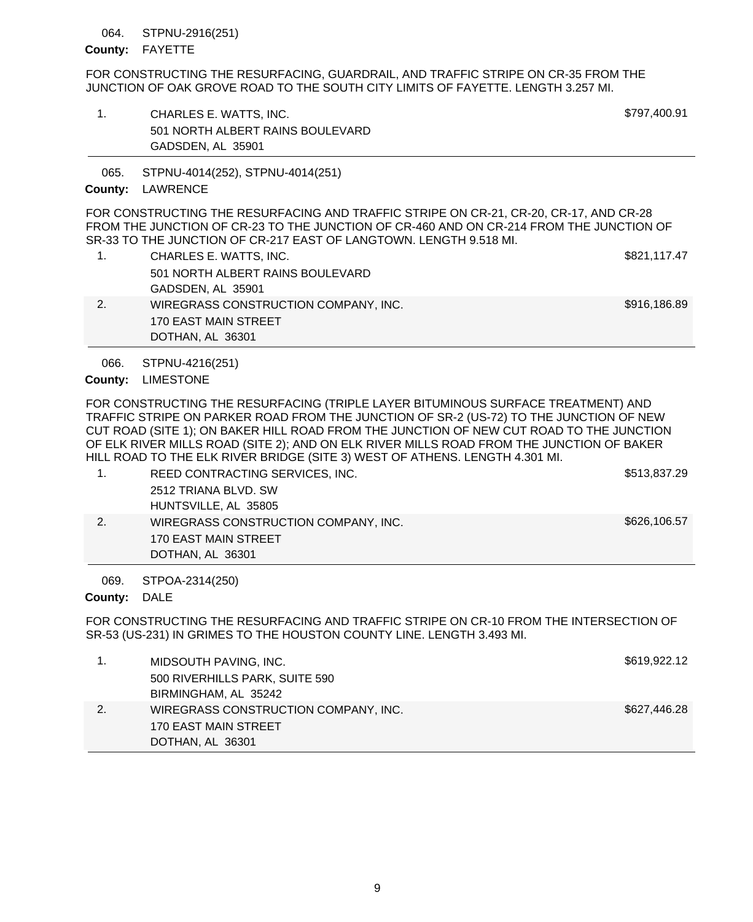064. STPNU-2916(251)

**County:** FAYETTE

FOR CONSTRUCTING THE RESURFACING, GUARDRAIL, AND TRAFFIC STRIPE ON CR-35 FROM THE JUNCTION OF OAK GROVE ROAD TO THE SOUTH CITY LIMITS OF FAYETTE. LENGTH 3.257 MI.

| | Bidder | Amount |
|---|---|---|
| 1. | CHARLES E. WATTS, INC.<br>501 NORTH ALBERT RAINS BOULEVARD<br>GADSDEN, AL 35901 | $797,400.91 |

065. STPNU-4014(252), STPNU-4014(251)

**County:** LAWRENCE

FOR CONSTRUCTING THE RESURFACING AND TRAFFIC STRIPE ON CR-21, CR-20, CR-17, AND CR-28 FROM THE JUNCTION OF CR-23 TO THE JUNCTION OF CR-460 AND ON CR-214 FROM THE JUNCTION OF SR-33 TO THE JUNCTION OF CR-217 EAST OF LANGTOWN. LENGTH 9.518 MI.

| | Bidder | Amount |
|---|---|---|
| 1. | CHARLES E. WATTS, INC.<br>501 NORTH ALBERT RAINS BOULEVARD<br>GADSDEN, AL 35901 | $821,117.47 |
| 2. | WIREGRASS CONSTRUCTION COMPANY, INC.<br>170 EAST MAIN STREET<br>DOTHAN, AL 36301 | $916,186.89 |

066. STPNU-4216(251)

**County:** LIMESTONE

FOR CONSTRUCTING THE RESURFACING (TRIPLE LAYER BITUMINOUS SURFACE TREATMENT) AND TRAFFIC STRIPE ON PARKER ROAD FROM THE JUNCTION OF SR-2 (US-72) TO THE JUNCTION OF NEW CUT ROAD (SITE 1); ON BAKER HILL ROAD FROM THE JUNCTION OF NEW CUT ROAD TO THE JUNCTION OF ELK RIVER MILLS ROAD (SITE 2); AND ON ELK RIVER MILLS ROAD FROM THE JUNCTION OF BAKER HILL ROAD TO THE ELK RIVER BRIDGE (SITE 3) WEST OF ATHENS. LENGTH 4.301 MI.

| | Bidder | Amount |
|---|---|---|
| 1. | REED CONTRACTING SERVICES, INC.<br>2512 TRIANA BLVD. SW<br>HUNTSVILLE, AL 35805 | $513,837.29 |
| 2. | WIREGRASS CONSTRUCTION COMPANY, INC.<br>170 EAST MAIN STREET<br>DOTHAN, AL 36301 | $626,106.57 |

069. STPOA-2314(250)

**County:** DALE

FOR CONSTRUCTING THE RESURFACING AND TRAFFIC STRIPE ON CR-10 FROM THE INTERSECTION OF SR-53 (US-231) IN GRIMES TO THE HOUSTON COUNTY LINE. LENGTH 3.493 MI.

| | Bidder | Amount |
|---|---|---|
| 1. | MIDSOUTH PAVING, INC.<br>500 RIVERHILLS PARK, SUITE 590<br>BIRMINGHAM, AL 35242 | $619,922.12 |
| 2. | WIREGRASS CONSTRUCTION COMPANY, INC.<br>170 EAST MAIN STREET<br>DOTHAN, AL 36301 | $627,446.28 |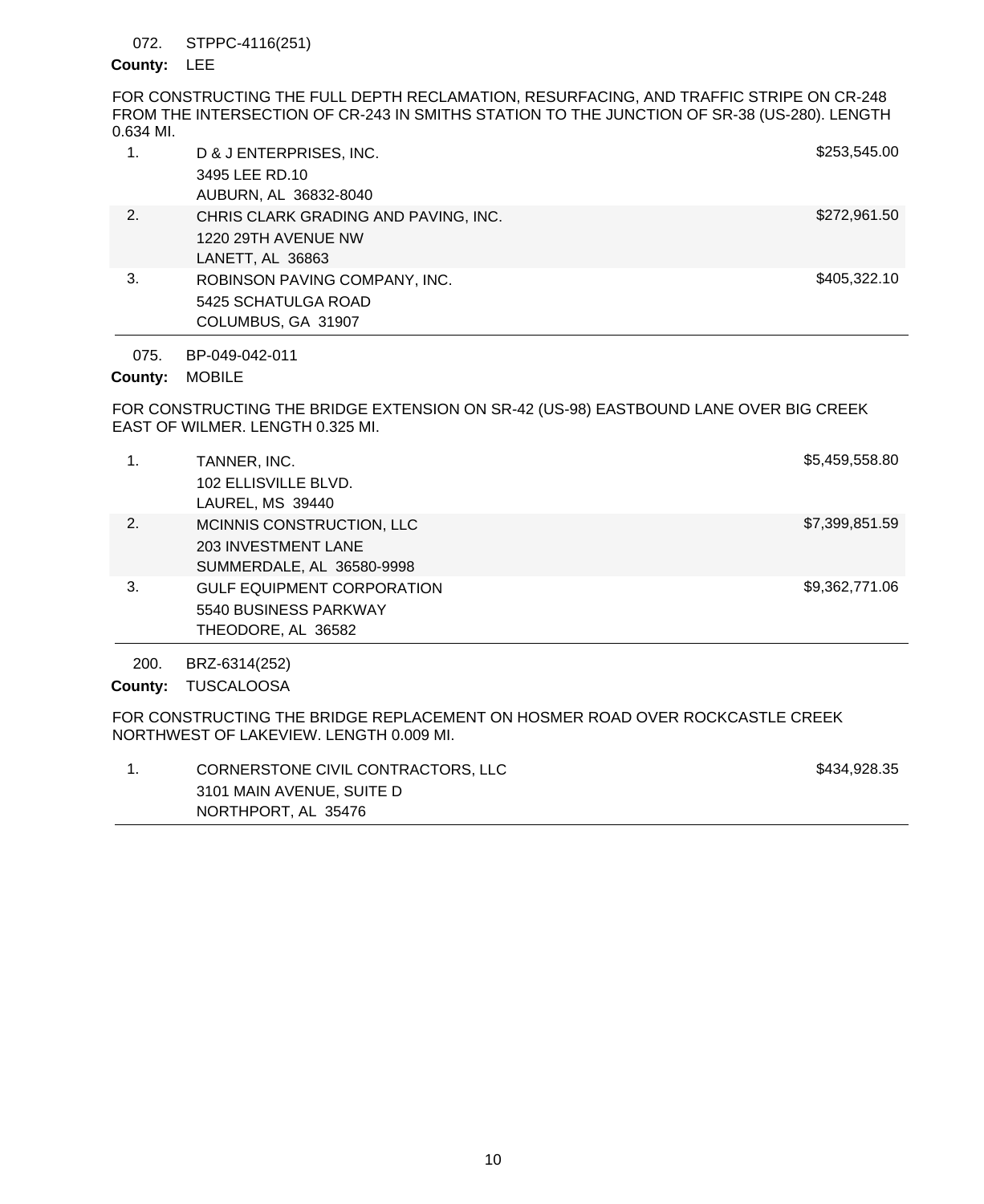072. STPPC-4116(251)

**County:** LEE

FOR CONSTRUCTING THE FULL DEPTH RECLAMATION, RESURFACING, AND TRAFFIC STRIPE ON CR-248 FROM THE INTERSECTION OF CR-243 IN SMITHS STATION TO THE JUNCTION OF SR-38 (US-280). LENGTH 0.634 MI.

| | | |
|---|---|---|
| 1. | D & J ENTERPRISES, INC.<br>3495 LEE RD.10<br>AUBURN, AL 36832-8040 | $253,545.00 |
| 2. | CHRIS CLARK GRADING AND PAVING, INC.<br>1220 29TH AVENUE NW<br>LANETT, AL 36863 | $272,961.50 |
| 3. | ROBINSON PAVING COMPANY, INC.<br>5425 SCHATULGA ROAD<br>COLUMBUS, GA 31907 | $405,322.10 |

075. BP-049-042-011

**County:** MOBILE

FOR CONSTRUCTING THE BRIDGE EXTENSION ON SR-42 (US-98) EASTBOUND LANE OVER BIG CREEK EAST OF WILMER. LENGTH 0.325 MI.

| | | |
|---|---|---|
| 1. | TANNER, INC.<br>102 ELLISVILLE BLVD.<br>LAUREL, MS 39440 | $5,459,558.80 |
| 2. | MCINNIS CONSTRUCTION, LLC<br>203 INVESTMENT LANE<br>SUMMERDALE, AL 36580-9998 | $7,399,851.59 |
| 3. | GULF EQUIPMENT CORPORATION<br>5540 BUSINESS PARKWAY<br>THEODORE, AL 36582 | $9,362,771.06 |

200. BRZ-6314(252)

**County:** TUSCALOOSA

FOR CONSTRUCTING THE BRIDGE REPLACEMENT ON HOSMER ROAD OVER ROCKCASTLE CREEK NORTHWEST OF LAKEVIEW. LENGTH 0.009 MI.

| | | |
|---|---|---|
| 1. | CORNERSTONE CIVIL CONTRACTORS, LLC<br>3101 MAIN AVENUE, SUITE D<br>NORTHPORT, AL 35476 | $434,928.35 |